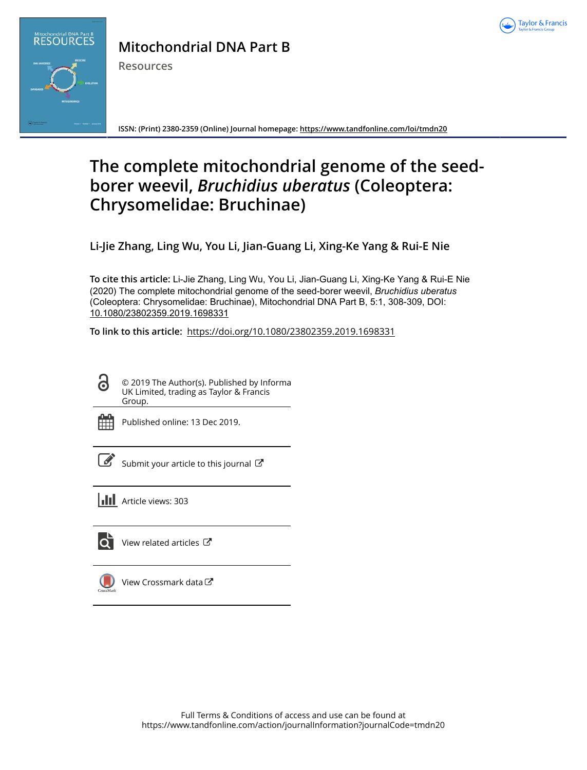Mitochondrial DNA Part B

Resources

ISSN: (Print) 2380-2359 (Online) Journal homepage: https://www.tandfonline.com/loi/tmdn20

# The complete mitochondrial genome of the seed-borer weevil, *Bruchidius uberatus* (Coleoptera: Chrysomelidae: Bruchinae)

**Li-Jie Zhang, Ling Wu, You Li, Jian-Guang Li, Xing-Ke Yang & Rui-E Nie**

**To cite this article:** Li-Jie Zhang, Ling Wu, You Li, Jian-Guang Li, Xing-Ke Yang & Rui-E Nie (2020) The complete mitochondrial genome of the seed-borer weevil, *Bruchidius uberatus* (Coleoptera: Chrysomelidae: Bruchinae), Mitochondrial DNA Part B, 5:1, 308-309, DOI: 10.1080/23802359.2019.1698331

**To link to this article:** https://doi.org/10.1080/23802359.2019.1698331

© 2019 The Author(s). Published by Informa UK Limited, trading as Taylor & Francis Group.

Published online: 13 Dec 2019.

Submit your article to this journal

Article views: 303

View related articles

View Crossmark data

Full Terms & Conditions of access and use can be found at https://www.tandfonline.com/action/journalInformation?journalCode=tmdn20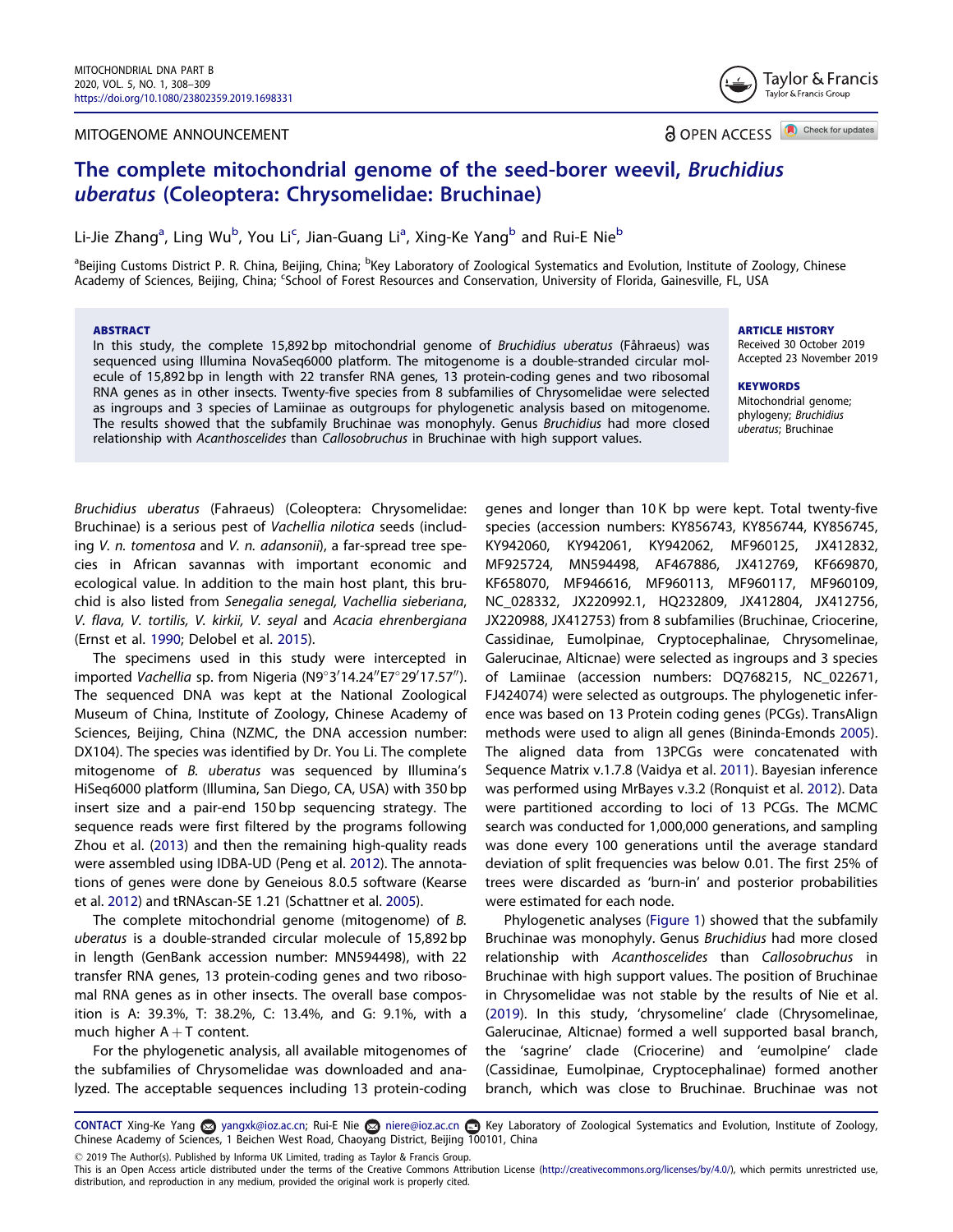# The complete mitochondrial genome of the seed-borer weevil, *Bruchidius uberatus* (Coleoptera: Chrysomelidae: Bruchinae)

Li-Jie Zhang[a], Ling Wu[b], You Li[c], Jian-Guang Li[a], Xing-Ke Yang[b] and Rui-E Nie[b]

[a]Beijing Customs District P. R. China, Beijing, China; [b]Key Laboratory of Zoological Systematics and Evolution, Institute of Zoology, Chinese Academy of Sciences, Beijing, China; [c]School of Forest Resources and Conservation, University of Florida, Gainesville, FL, USA

MITOGENOME ANNOUNCEMENT

OPEN ACCESS

## ABSTRACT

In this study, the complete 15,892 bp mitochondrial genome of *Bruchidius uberatus* (Fåhraeus) was sequenced using Illumina NovaSeq6000 platform. The mitogenome is a double-stranded circular molecule of 15,892 bp in length with 22 transfer RNA genes, 13 protein-coding genes and two ribosomal RNA genes as in other insects. Twenty-five species from 8 subfamilies of Chrysomelidae were selected as ingroups and 3 species of Lamiinae as outgroups for phylogenetic analysis based on mitogenome. The results showed that the subfamily Bruchinae was monophyly. Genus *Bruchidius* had more closed relationship with *Acanthoscelides* than *Callosobruchus* in Bruchinae with high support values.

**ARTICLE HISTORY**
Received 30 October 2019
Accepted 23 November 2019

**KEYWORDS**
Mitochondrial genome; phylogeny; *Bruchidius uberatus*; Bruchinae

*Bruchidius uberatus* (Fahraeus) (Coleoptera: Chrysomelidae: Bruchinae) is a serious pest of *Vachellia nilotica* seeds (including *V. n. tomentosa* and *V. n. adansonii*), a far-spread tree species in African savannas with important economic and ecological value. In addition to the main host plant, this bruchid is also listed from *Senegalia senegal, Vachellia sieberiana, V. flava, V. tortilis, V. kirkii, V. seyal* and *Acacia ehrenbergiana* (Ernst et al. 1990; Delobel et al. 2015).

The specimens used in this study were intercepted in imported *Vachellia* sp. from Nigeria (N9°3′14.24″E7°29′17.57″). The sequenced DNA was kept at the National Zoological Museum of China, Institute of Zoology, Chinese Academy of Sciences, Beijing, China (NZMC, the DNA accession number: DX104). The species was identified by Dr. You Li. The complete mitogenome of *B. uberatus* was sequenced by Illumina's HiSeq6000 platform (Illumina, San Diego, CA, USA) with 350 bp insert size and a pair-end 150 bp sequencing strategy. The sequence reads were first filtered by the programs following Zhou et al. (2013) and then the remaining high-quality reads were assembled using IDBA-UD (Peng et al. 2012). The annotations of genes were done by Geneious 8.0.5 software (Kearse et al. 2012) and tRNAscan-SE 1.21 (Schattner et al. 2005).

The complete mitochondrial genome (mitogenome) of *B. uberatus* is a double-stranded circular molecule of 15,892 bp in length (GenBank accession number: MN594498), with 22 transfer RNA genes, 13 protein-coding genes and two ribosomal RNA genes as in other insects. The overall base composition is A: 39.3%, T: 38.2%, C: 13.4%, and G: 9.1%, with a much higher A + T content.

For the phylogenetic analysis, all available mitogenomes of the subfamilies of Chrysomelidae was downloaded and analyzed. The acceptable sequences including 13 protein-coding genes and longer than 10 K bp were kept. Total twenty-five species (accession numbers: KY856743, KY856744, KY856745, KY942060, KY942061, KY942062, MF960125, JX412832, MF925724, MN594498, AF467886, JX412769, KF669870, KF658070, MF946616, MF960113, MF960117, MF960109, NC_028332, JX220992.1, HQ232809, JX412804, JX412756, JX220988, JX412753) from 8 subfamilies (Bruchinae, Criocerine, Cassidinae, Eumolpinae, Cryptocephalinae, Chrysomelinae, Galerucinae, Alticnae) were selected as ingroups and 3 species of Lamiinae (accession numbers: DQ768215, NC_022671, FJ424074) were selected as outgroups. The phylogenetic inference was based on 13 Protein coding genes (PCGs). TransAlign methods were used to align all genes (Bininda-Emonds 2005). The aligned data from 13PCGs were concatenated with Sequence Matrix v.1.7.8 (Vaidya et al. 2011). Bayesian inference was performed using MrBayes v.3.2 (Ronquist et al. 2012). Data were partitioned according to loci of 13 PCGs. The MCMC search was conducted for 1,000,000 generations, and sampling was done every 100 generations until the average standard deviation of split frequencies was below 0.01. The first 25% of trees were discarded as 'burn-in' and posterior probabilities were estimated for each node.

Phylogenetic analyses (Figure 1) showed that the subfamily Bruchinae was monophyly. Genus *Bruchidius* had more closed relationship with *Acanthoscelides* than *Callosobruchus* in Bruchinae with high support values. The position of Bruchinae in Chrysomelidae was not stable by the results of Nie et al. (2019). In this study, 'chrysomeline' clade (Chrysomelinae, Galerucinae, Alticnae) formed a well supported basal branch, the 'sagrine' clade (Criocerine) and 'eumolpine' clade (Cassidinae, Eumolpinae, Cryptocephalinae) formed another branch, which was close to Bruchinae. Bruchinae was not

**CONTACT** Xing-Ke Yang yangxk@ioz.ac.cn; Rui-E Nie niere@ioz.ac.cn Key Laboratory of Zoological Systematics and Evolution, Institute of Zoology, Chinese Academy of Sciences, 1 Beichen West Road, Chaoyang District, Beijing 100101, China

© 2019 The Author(s). Published by Informa UK Limited, trading as Taylor & Francis Group.
This is an Open Access article distributed under the terms of the Creative Commons Attribution License (http://creativecommons.org/licenses/by/4.0/), which permits unrestricted use, distribution, and reproduction in any medium, provided the original work is properly cited.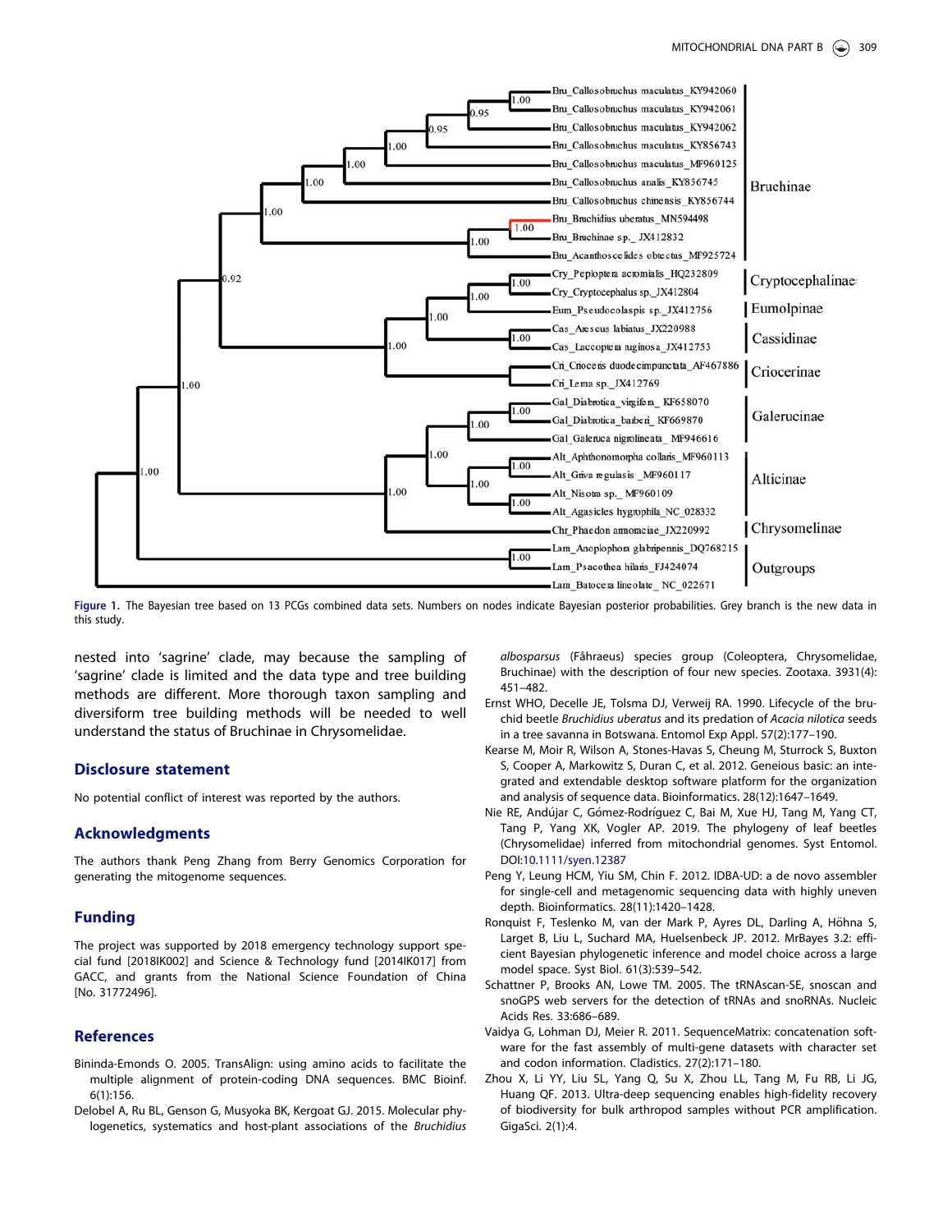Bru_Callosobruchus maculatus_KY942060
Bru_Callosobruchus maculatus_KY942061
Bru_Callosobruchus maculatus_KY942062
Bru_Callosobruchus maculatus_KY856743
Bru_Callosobruchus maculatus_MF960125
Bru_Callosobruchus analis_KY856745
Bru_Callosobruchus chinensis_KY856744
Bru_Bruchidius uberatus_MN594498
Bru_Bruchinae sp._JX412832
Bru_Acanthoscelides obtectus_MF925724
Cry_Peploptera acromialis_HQ232809
Cry_Cryptocephalus sp._JX412804
Eum_Pseudocolaspis sp._JX412756
Cas_Aescus labiatus_JX220988
Cas_Laccoptera ruginosa_JX412753
Cri_Crioceris duodecimpunctata_AF467886
Cri_Lema sp._JX412769
Gal_Diabrotica_virgifera_KF658070
Gal_Diabrotica_barberi_KF669870
Gal_Galeruca nigrolineata_MF946616
Alt_Aphthonomorpha collaris_MF960113
Alt_Griva regulasis_MF960117
Alt_Nisotra sp._MF960109
Alt_Agasicles hygrophila_NC_028332
Chr_Phaedon armoraciae_JX220992
Lam_Anoplophora glabripennis_DQ768215
Lam_Psacothea hilaris_FJ424074
Lam_Batocera lineolate_NC_022671

Bruchinae
Cryptocephalinae
Eumolpinae
Cassidinae
Criocerinae
Galerucinae
Alticinae
Chrysomelinae
Outgroups

1.00
0.95
0.95
1.00
1.00
1.00
1.00
1.00
1.00
0.92
1.00
1.00
1.00
1.00
1.00
1.00
1.00
1.00
1.00
1.00
1.00
1.00
1.00
1.00

**Figure 1.** The Bayesian tree based on 13 PCGs combined data sets. Numbers on nodes indicate Bayesian posterior probabilities. Grey branch is the new data in this study.

nested into 'sagrine' clade, may because the sampling of 'sagrine' clade is limited and the data type and tree building methods are different. More thorough taxon sampling and diversiform tree building methods will be needed to well understand the status of Bruchinae in Chrysomelidae.

## Disclosure statement

No potential conflict of interest was reported by the authors.

## Acknowledgments

The authors thank Peng Zhang from Berry Genomics Corporation for generating the mitogenome sequences.

## Funding

The project was supported by 2018 emergency technology support special fund [2018IK002] and Science & Technology fund [2014IK017] from GACC, and grants from the National Science Foundation of China [No. 31772496].

## References

Bininda-Emonds O. 2005. TransAlign: using amino acids to facilitate the multiple alignment of protein-coding DNA sequences. BMC Bioinf. 6(1):156.

Delobel A, Ru BL, Genson G, Musyoka BK, Kergoat GJ. 2015. Molecular phylogenetics, systematics and host-plant associations of the *Bruchidius albosparsus* (Fåhraeus) species group (Coleoptera, Chrysomelidae, Bruchinae) with the description of four new species. Zootaxa. 3931(4): 451–482.

Ernst WHO, Decelle JE, Tolsma DJ, Verweij RA. 1990. Lifecycle of the bruchid beetle *Bruchidius uberatus* and its predation of *Acacia nilotica* seeds in a tree savanna in Botswana. Entomol Exp Appl. 57(2):177–190.

Kearse M, Moir R, Wilson A, Stones-Havas S, Cheung M, Sturrock S, Buxton S, Cooper A, Markowitz S, Duran C, et al. 2012. Geneious basic: an integrated and extendable desktop software platform for the organization and analysis of sequence data. Bioinformatics. 28(12):1647–1649.

Nie RE, Andújar C, Gómez-Rodríguez C, Bai M, Xue HJ, Tang M, Yang CT, Tang P, Yang XK, Vogler AP. 2019. The phylogeny of leaf beetles (Chrysomelidae) inferred from mitochondrial genomes. Syst Entomol. DOI:10.1111/syen.12387

Peng Y, Leung HCM, Yiu SM, Chin F. 2012. IDBA-UD: a de novo assembler for single-cell and metagenomic sequencing data with highly uneven depth. Bioinformatics. 28(11):1420–1428.

Ronquist F, Teslenko M, van der Mark P, Ayres DL, Darling A, Höhna S, Larget B, Liu L, Suchard MA, Huelsenbeck JP. 2012. MrBayes 3.2: efficient Bayesian phylogenetic inference and model choice across a large model space. Syst Biol. 61(3):539–542.

Schattner P, Brooks AN, Lowe TM. 2005. The tRNAscan-SE, snoscan and snoGPS web servers for the detection of tRNAs and snoRNAs. Nucleic Acids Res. 33:686–689.

Vaidya G, Lohman DJ, Meier R. 2011. SequenceMatrix: concatenation software for the fast assembly of multi-gene datasets with character set and codon information. Cladistics. 27(2):171–180.

Zhou X, Li YY, Liu SL, Yang Q, Su X, Zhou LL, Tang M, Fu RB, Li JG, Huang QF. 2013. Ultra-deep sequencing enables high-fidelity recovery of biodiversity for bulk arthropod samples without PCR amplification. GigaSci. 2(1):4.